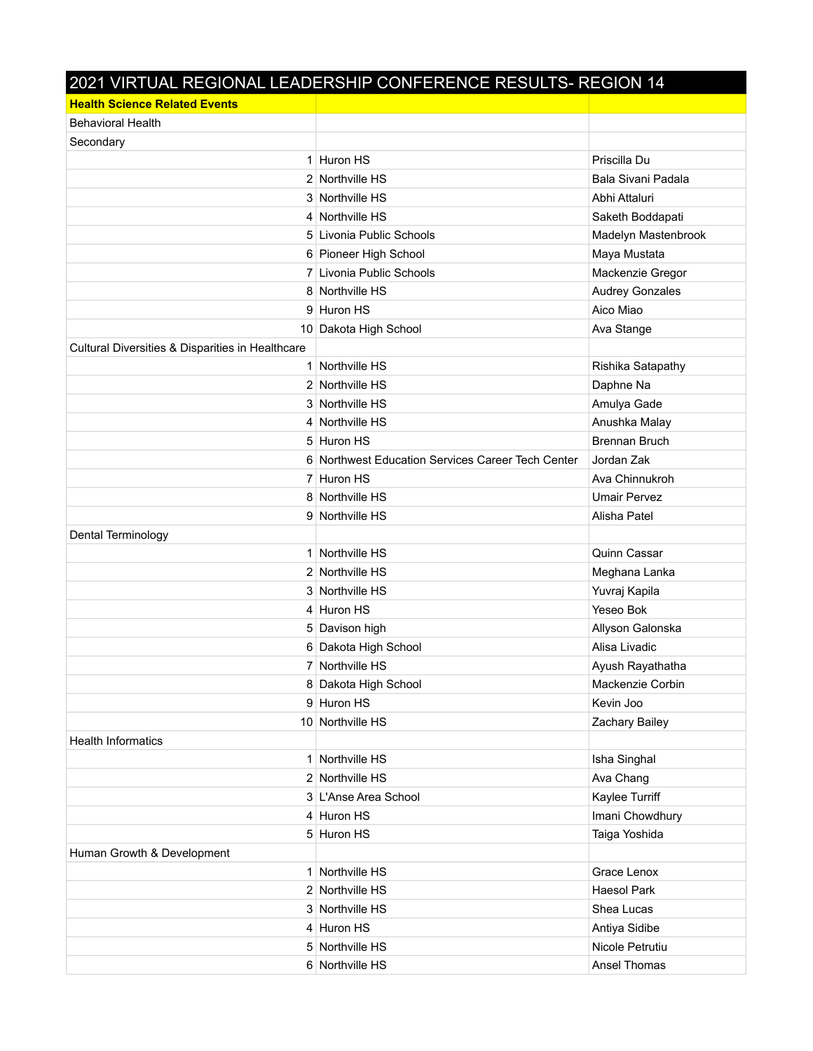| 2021 VIRTUAL REGIONAL LEADERSHIP CONFERENCE RESULTS- REGION 14 | | |
|---|---|---|
| **Health Science Related Events** | | |
| Behavioral Health | | |
| Secondary | | |
| 1 | Huron HS | Priscilla Du |
| 2 | Northville HS | Bala Sivani Padala |
| 3 | Northville HS | Abhi Attaluri |
| 4 | Northville HS | Saketh Boddapati |
| 5 | Livonia Public Schools | Madelyn Mastenbrook |
| 6 | Pioneer High School | Maya Mustata |
| 7 | Livonia Public Schools | Mackenzie Gregor |
| 8 | Northville HS | Audrey Gonzales |
| 9 | Huron HS | Aico Miao |
| 10 | Dakota High School | Ava Stange |
| Cultural Diversities & Disparities in Healthcare | | |
| 1 | Northville HS | Rishika Satapathy |
| 2 | Northville HS | Daphne Na |
| 3 | Northville HS | Amulya Gade |
| 4 | Northville HS | Anushka Malay |
| 5 | Huron HS | Brennan Bruch |
| 6 | Northwest Education Services Career Tech Center | Jordan Zak |
| 7 | Huron HS | Ava Chinnukroh |
| 8 | Northville HS | Umair Pervez |
| 9 | Northville HS | Alisha Patel |
| Dental Terminology | | |
| 1 | Northville HS | Quinn Cassar |
| 2 | Northville HS | Meghana Lanka |
| 3 | Northville HS | Yuvraj Kapila |
| 4 | Huron HS | Yeseo Bok |
| 5 | Davison high | Allyson Galonska |
| 6 | Dakota High School | Alisa Livadic |
| 7 | Northville HS | Ayush Rayathatha |
| 8 | Dakota High School | Mackenzie Corbin |
| 9 | Huron HS | Kevin Joo |
| 10 | Northville HS | Zachary Bailey |
| Health Informatics | | |
| 1 | Northville HS | Isha Singhal |
| 2 | Northville HS | Ava Chang |
| 3 | L'Anse Area School | Kaylee Turriff |
| 4 | Huron HS | Imani Chowdhury |
| 5 | Huron HS | Taiga Yoshida |
| Human Growth & Development | | |
| 1 | Northville HS | Grace Lenox |
| 2 | Northville HS | Haesol Park |
| 3 | Northville HS | Shea Lucas |
| 4 | Huron HS | Antiya Sidibe |
| 5 | Northville HS | Nicole Petrutiu |
| 6 | Northville HS | Ansel Thomas |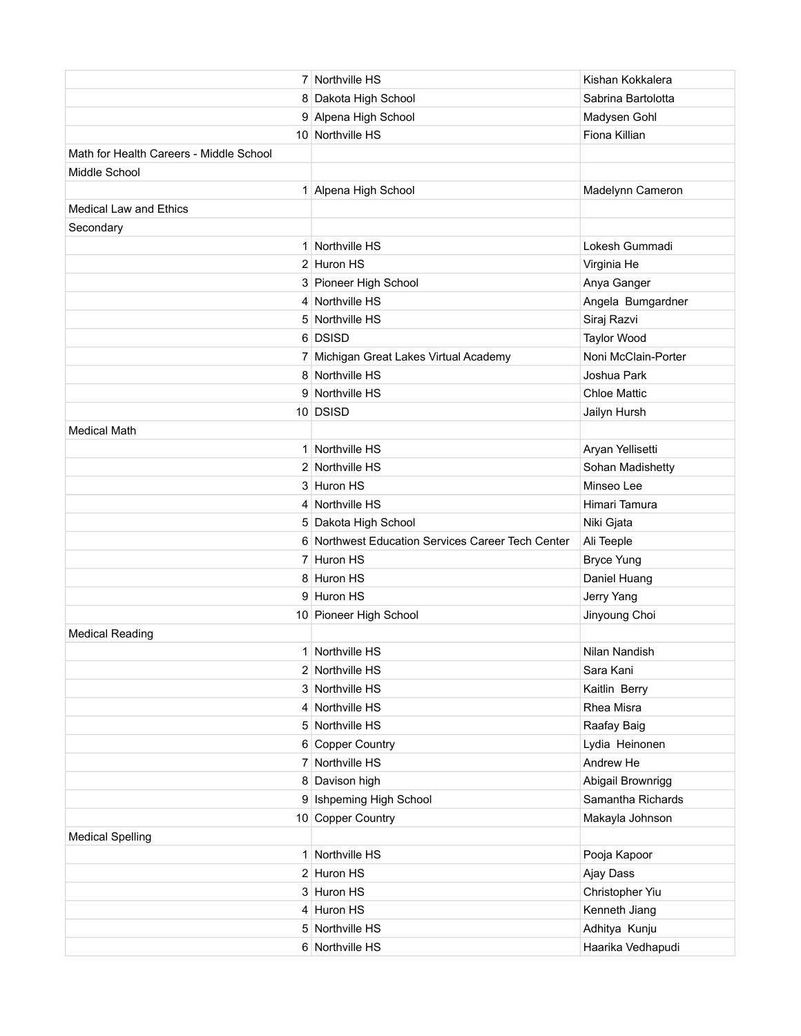| | | |
|---|---|---|
| 7 | Northville HS | Kishan Kokkalera |
| 8 | Dakota High School | Sabrina Bartolotta |
| 9 | Alpena High School | Madysen Gohl |
| 10 | Northville HS | Fiona Killian |
| Math for Health Careers - Middle School | | |
| Middle School | | |
| 1 | Alpena High School | Madelynn Cameron |
| Medical Law and Ethics | | |
| Secondary | | |
| 1 | Northville HS | Lokesh Gummadi |
| 2 | Huron HS | Virginia He |
| 3 | Pioneer High School | Anya Ganger |
| 4 | Northville HS | Angela Bumgardner |
| 5 | Northville HS | Siraj Razvi |
| 6 | DSISD | Taylor Wood |
| 7 | Michigan Great Lakes Virtual Academy | Noni McClain-Porter |
| 8 | Northville HS | Joshua Park |
| 9 | Northville HS | Chloe Mattic |
| 10 | DSISD | Jailyn Hursh |
| Medical Math | | |
| 1 | Northville HS | Aryan Yellisetti |
| 2 | Northville HS | Sohan Madishetty |
| 3 | Huron HS | Minseo Lee |
| 4 | Northville HS | Himari Tamura |
| 5 | Dakota High School | Niki Gjata |
| 6 | Northwest Education Services Career Tech Center | Ali Teeple |
| 7 | Huron HS | Bryce Yung |
| 8 | Huron HS | Daniel Huang |
| 9 | Huron HS | Jerry Yang |
| 10 | Pioneer High School | Jinyoung Choi |
| Medical Reading | | |
| 1 | Northville HS | Nilan Nandish |
| 2 | Northville HS | Sara Kani |
| 3 | Northville HS | Kaitlin Berry |
| 4 | Northville HS | Rhea Misra |
| 5 | Northville HS | Raafay Baig |
| 6 | Copper Country | Lydia Heinonen |
| 7 | Northville HS | Andrew He |
| 8 | Davison high | Abigail Brownrigg |
| 9 | Ishpeming High School | Samantha Richards |
| 10 | Copper Country | Makayla Johnson |
| Medical Spelling | | |
| 1 | Northville HS | Pooja Kapoor |
| 2 | Huron HS | Ajay Dass |
| 3 | Huron HS | Christopher Yiu |
| 4 | Huron HS | Kenneth Jiang |
| 5 | Northville HS | Adhitya Kunju |
| 6 | Northville HS | Haarika Vedhapudi |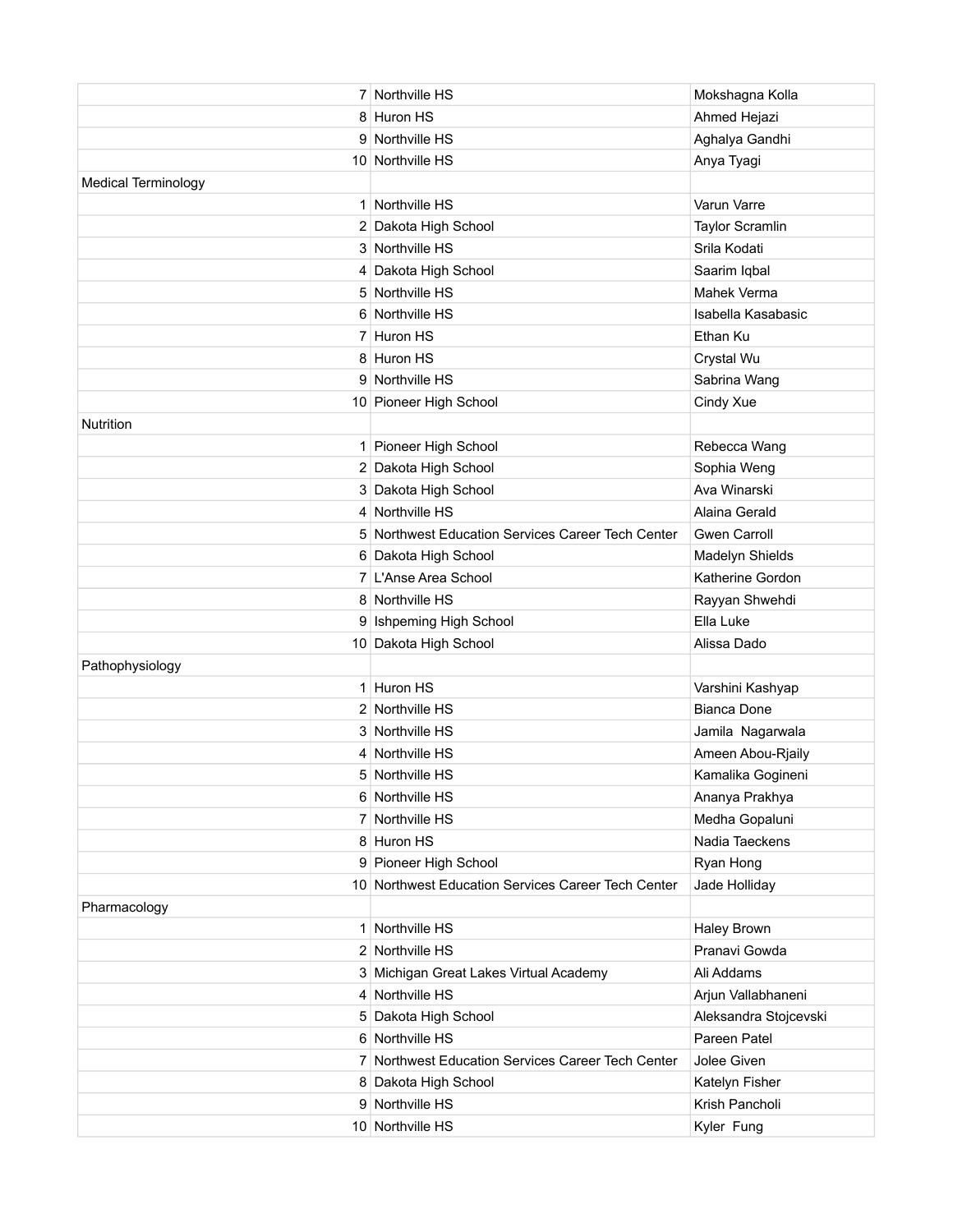| | | |
|---|---|---|
| 7 | Northville HS | Mokshagna Kolla |
| 8 | Huron HS | Ahmed Hejazi |
| 9 | Northville HS | Aghalya Gandhi |
| 10 | Northville HS | Anya Tyagi |
| Medical Terminology | | |
| 1 | Northville HS | Varun Varre |
| 2 | Dakota High School | Taylor Scramlin |
| 3 | Northville HS | Srila Kodati |
| 4 | Dakota High School | Saarim Iqbal |
| 5 | Northville HS | Mahek Verma |
| 6 | Northville HS | Isabella Kasabasic |
| 7 | Huron HS | Ethan Ku |
| 8 | Huron HS | Crystal Wu |
| 9 | Northville HS | Sabrina Wang |
| 10 | Pioneer High School | Cindy Xue |
| Nutrition | | |
| 1 | Pioneer High School | Rebecca Wang |
| 2 | Dakota High School | Sophia Weng |
| 3 | Dakota High School | Ava Winarski |
| 4 | Northville HS | Alaina Gerald |
| 5 | Northwest Education Services Career Tech Center | Gwen Carroll |
| 6 | Dakota High School | Madelyn Shields |
| 7 | L'Anse Area School | Katherine Gordon |
| 8 | Northville HS | Rayyan Shwehdi |
| 9 | Ishpeming High School | Ella Luke |
| 10 | Dakota High School | Alissa Dado |
| Pathophysiology | | |
| 1 | Huron HS | Varshini Kashyap |
| 2 | Northville HS | Bianca Done |
| 3 | Northville HS | Jamila Nagarwala |
| 4 | Northville HS | Ameen Abou-Rjaily |
| 5 | Northville HS | Kamalika Gogineni |
| 6 | Northville HS | Ananya Prakhya |
| 7 | Northville HS | Medha Gopaluni |
| 8 | Huron HS | Nadia Taeckens |
| 9 | Pioneer High School | Ryan Hong |
| 10 | Northwest Education Services Career Tech Center | Jade Holliday |
| Pharmacology | | |
| 1 | Northville HS | Haley Brown |
| 2 | Northville HS | Pranavi Gowda |
| 3 | Michigan Great Lakes Virtual Academy | Ali Addams |
| 4 | Northville HS | Arjun Vallabhaneni |
| 5 | Dakota High School | Aleksandra Stojcevski |
| 6 | Northville HS | Pareen Patel |
| 7 | Northwest Education Services Career Tech Center | Jolee Given |
| 8 | Dakota High School | Katelyn Fisher |
| 9 | Northville HS | Krish Pancholi |
| 10 | Northville HS | Kyler Fung |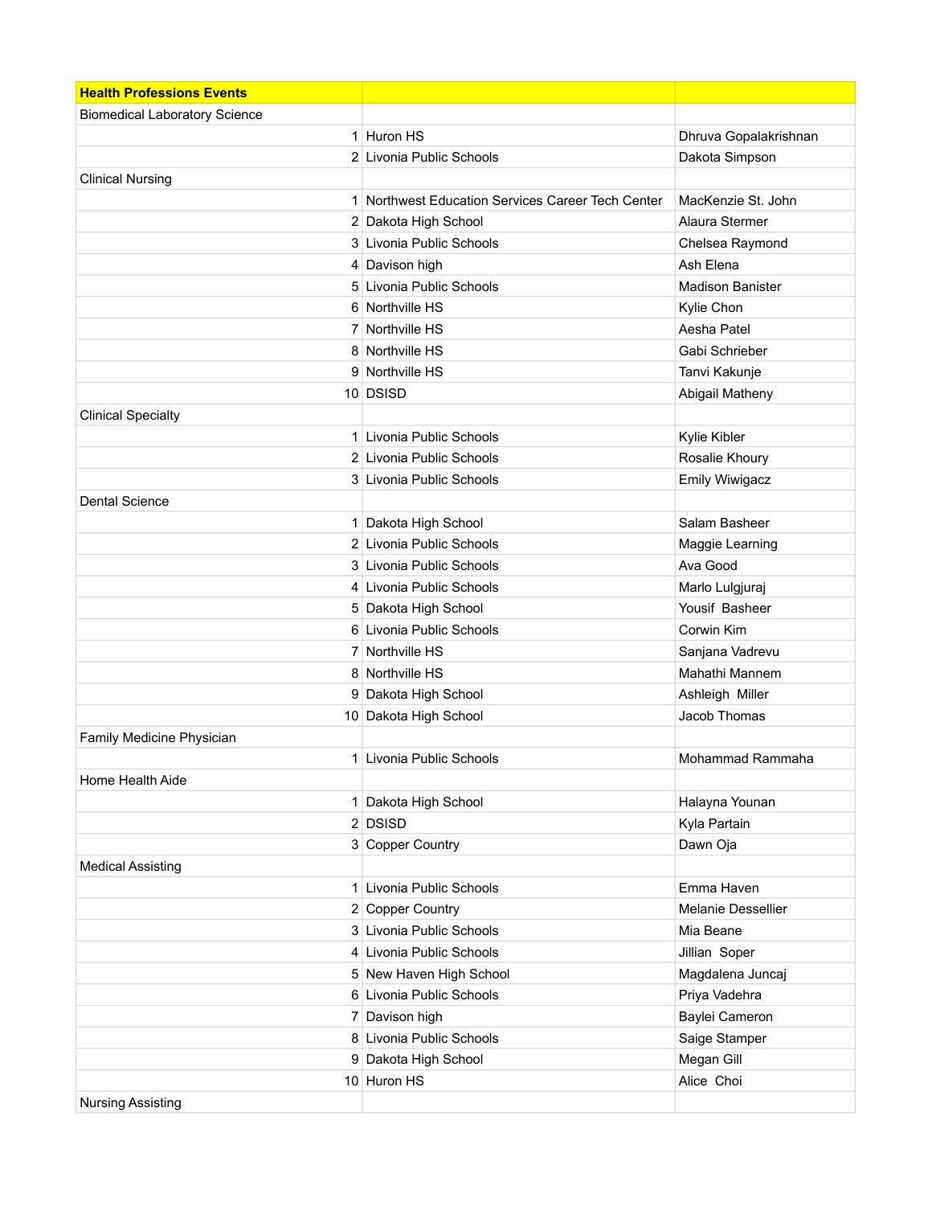| Health Professions Events | | |
|---|---|---|
| Biomedical Laboratory Science | | |
| 1 | Huron HS | Dhruva Gopalakrishnan |
| 2 | Livonia Public Schools | Dakota Simpson |
| Clinical Nursing | | |
| 1 | Northwest Education Services Career Tech Center | MacKenzie St. John |
| 2 | Dakota High School | Alaura Stermer |
| 3 | Livonia Public Schools | Chelsea Raymond |
| 4 | Davison high | Ash Elena |
| 5 | Livonia Public Schools | Madison Banister |
| 6 | Northville HS | Kylie Chon |
| 7 | Northville HS | Aesha Patel |
| 8 | Northville HS | Gabi Schrieber |
| 9 | Northville HS | Tanvi Kakunje |
| 10 | DSISD | Abigail Matheny |
| Clinical Specialty | | |
| 1 | Livonia Public Schools | Kylie Kibler |
| 2 | Livonia Public Schools | Rosalie Khoury |
| 3 | Livonia Public Schools | Emily Wiwigacz |
| Dental Science | | |
| 1 | Dakota High School | Salam Basheer |
| 2 | Livonia Public Schools | Maggie Learning |
| 3 | Livonia Public Schools | Ava Good |
| 4 | Livonia Public Schools | Marlo Lulgjuraj |
| 5 | Dakota High School | Yousif Basheer |
| 6 | Livonia Public Schools | Corwin Kim |
| 7 | Northville HS | Sanjana Vadrevu |
| 8 | Northville HS | Mahathi Mannem |
| 9 | Dakota High School | Ashleigh Miller |
| 10 | Dakota High School | Jacob Thomas |
| Family Medicine Physician | | |
| 1 | Livonia Public Schools | Mohammad Rammaha |
| Home Health Aide | | |
| 1 | Dakota High School | Halayna Younan |
| 2 | DSISD | Kyla Partain |
| 3 | Copper Country | Dawn Oja |
| Medical Assisting | | |
| 1 | Livonia Public Schools | Emma Haven |
| 2 | Copper Country | Melanie Dessellier |
| 3 | Livonia Public Schools | Mia Beane |
| 4 | Livonia Public Schools | Jillian Soper |
| 5 | New Haven High School | Magdalena Juncaj |
| 6 | Livonia Public Schools | Priya Vadehra |
| 7 | Davison high | Baylei Cameron |
| 8 | Livonia Public Schools | Saige Stamper |
| 9 | Dakota High School | Megan Gill |
| 10 | Huron HS | Alice Choi |
| Nursing Assisting | | |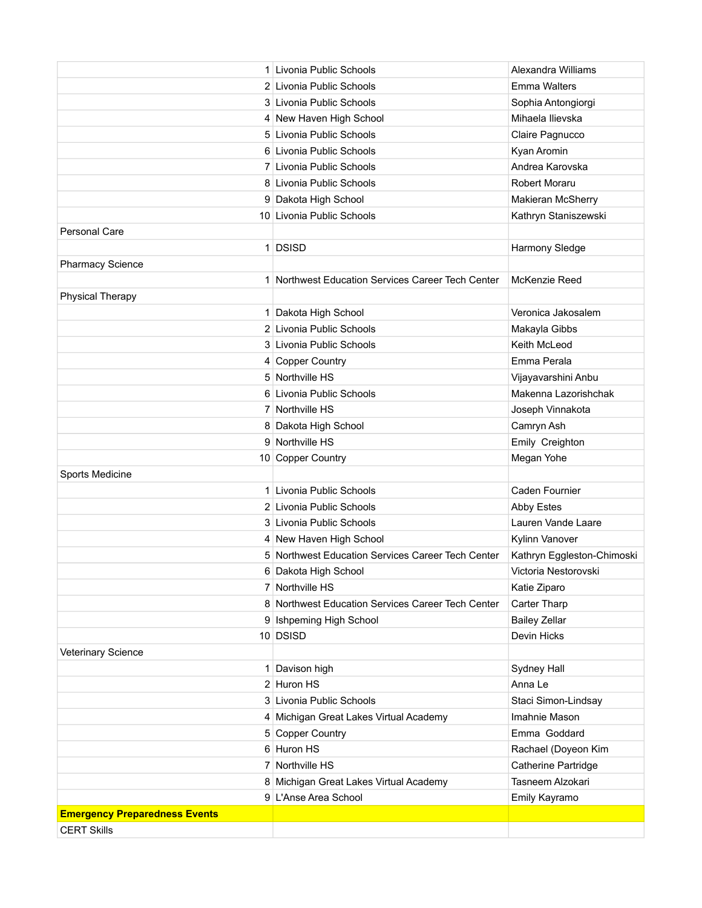| | | |
|---|---|---|
| 1 | Livonia Public Schools | Alexandra Williams |
| 2 | Livonia Public Schools | Emma Walters |
| 3 | Livonia Public Schools | Sophia Antongiorgi |
| 4 | New Haven High School | Mihaela Ilievska |
| 5 | Livonia Public Schools | Claire Pagnucco |
| 6 | Livonia Public Schools | Kyan Aromin |
| 7 | Livonia Public Schools | Andrea Karovska |
| 8 | Livonia Public Schools | Robert Moraru |
| 9 | Dakota High School | Makieran McSherry |
| 10 | Livonia Public Schools | Kathryn Staniszewski |
| Personal Care | | |
| 1 | DSISD | Harmony Sledge |
| Pharmacy Science | | |
| 1 | Northwest Education Services Career Tech Center | McKenzie Reed |
| Physical Therapy | | |
| 1 | Dakota High School | Veronica Jakosalem |
| 2 | Livonia Public Schools | Makayla Gibbs |
| 3 | Livonia Public Schools | Keith McLeod |
| 4 | Copper Country | Emma Perala |
| 5 | Northville HS | Vijayavarshini Anbu |
| 6 | Livonia Public Schools | Makenna Lazorishchak |
| 7 | Northville HS | Joseph Vinnakota |
| 8 | Dakota High School | Camryn Ash |
| 9 | Northville HS | Emily  Creighton |
| 10 | Copper Country | Megan Yohe |
| Sports Medicine | | |
| 1 | Livonia Public Schools | Caden Fournier |
| 2 | Livonia Public Schools | Abby Estes |
| 3 | Livonia Public Schools | Lauren Vande Laare |
| 4 | New Haven High School | Kylinn Vanover |
| 5 | Northwest Education Services Career Tech Center | Kathryn Eggleston-Chimoski |
| 6 | Dakota High School | Victoria Nestorovski |
| 7 | Northville HS | Katie Ziparo |
| 8 | Northwest Education Services Career Tech Center | Carter Tharp |
| 9 | Ishpeming High School | Bailey Zellar |
| 10 | DSISD | Devin Hicks |
| Veterinary Science | | |
| 1 | Davison high | Sydney Hall |
| 2 | Huron HS | Anna Le |
| 3 | Livonia Public Schools | Staci Simon-Lindsay |
| 4 | Michigan Great Lakes Virtual Academy | Imahnie Mason |
| 5 | Copper Country | Emma  Goddard |
| 6 | Huron HS | Rachael (Doyeon Kim |
| 7 | Northville HS | Catherine Partridge |
| 8 | Michigan Great Lakes Virtual Academy | Tasneem Alzokari |
| 9 | L'Anse Area School | Emily Kayramo |
| **Emergency Preparedness Events** | | |
| CERT Skills | | |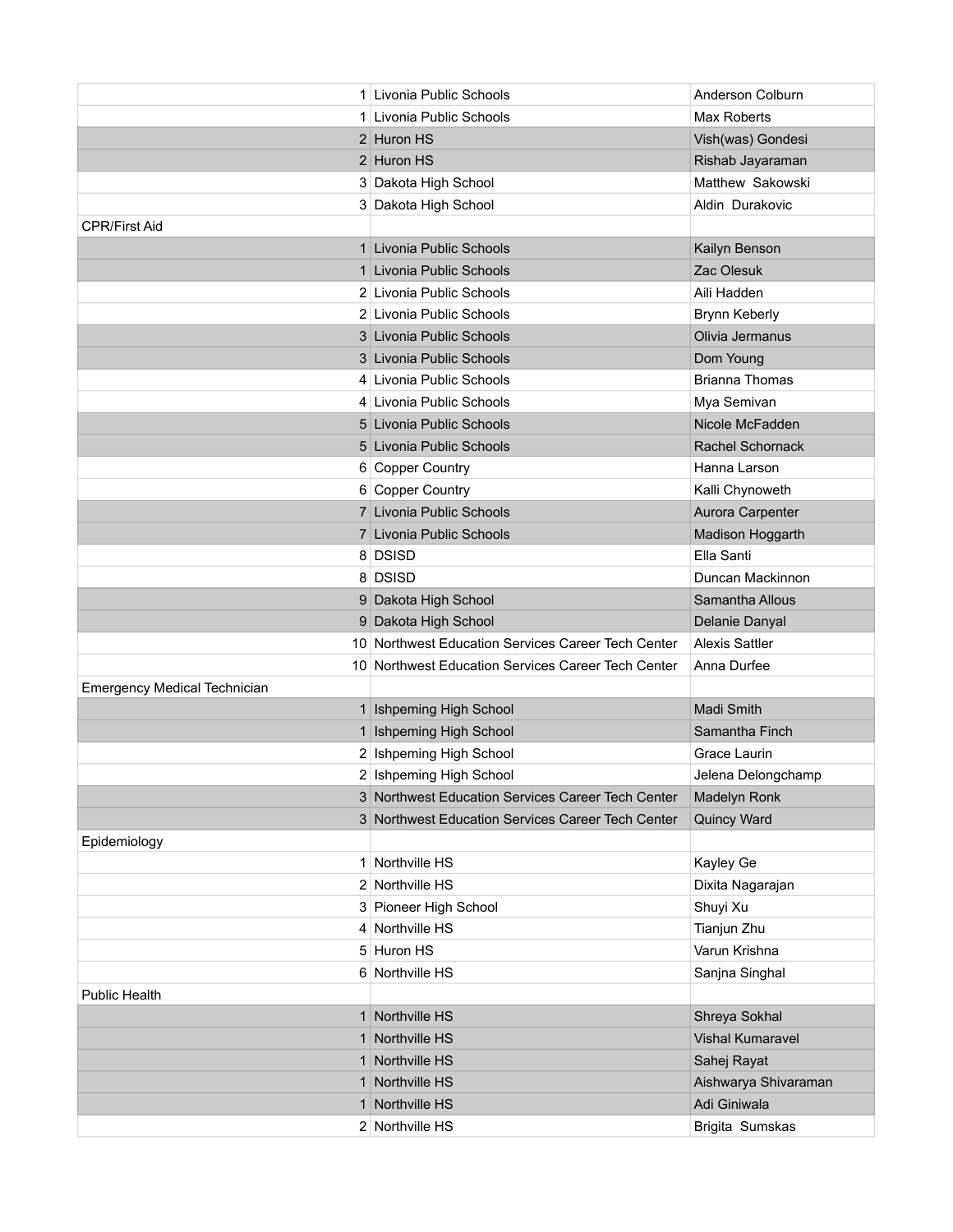| | | |
|---|---|---|
| 1 | Livonia Public Schools | Anderson Colburn |
| 1 | Livonia Public Schools | Max Roberts |
| 2 | Huron HS | Vish(was) Gondesi |
| 2 | Huron HS | Rishab Jayaraman |
| 3 | Dakota High School | Matthew Sakowski |
| 3 | Dakota High School | Aldin Durakovic |
| CPR/First Aid | | |
| 1 | Livonia Public Schools | Kailyn Benson |
| 1 | Livonia Public Schools | Zac Olesuk |
| 2 | Livonia Public Schools | Aili Hadden |
| 2 | Livonia Public Schools | Brynn Keberly |
| 3 | Livonia Public Schools | Olivia Jermanus |
| 3 | Livonia Public Schools | Dom Young |
| 4 | Livonia Public Schools | Brianna Thomas |
| 4 | Livonia Public Schools | Mya Semivan |
| 5 | Livonia Public Schools | Nicole McFadden |
| 5 | Livonia Public Schools | Rachel Schornack |
| 6 | Copper Country | Hanna Larson |
| 6 | Copper Country | Kalli Chynoweth |
| 7 | Livonia Public Schools | Aurora Carpenter |
| 7 | Livonia Public Schools | Madison Hoggarth |
| 8 | DSISD | Ella Santi |
| 8 | DSISD | Duncan Mackinnon |
| 9 | Dakota High School | Samantha Allous |
| 9 | Dakota High School | Delanie Danyal |
| 10 | Northwest Education Services Career Tech Center | Alexis Sattler |
| 10 | Northwest Education Services Career Tech Center | Anna Durfee |
| Emergency Medical Technician | | |
| 1 | Ishpeming High School | Madi Smith |
| 1 | Ishpeming High School | Samantha Finch |
| 2 | Ishpeming High School | Grace Laurin |
| 2 | Ishpeming High School | Jelena Delongchamp |
| 3 | Northwest Education Services Career Tech Center | Madelyn Ronk |
| 3 | Northwest Education Services Career Tech Center | Quincy Ward |
| Epidemiology | | |
| 1 | Northville HS | Kayley Ge |
| 2 | Northville HS | Dixita Nagarajan |
| 3 | Pioneer High School | Shuyi Xu |
| 4 | Northville HS | Tianjun Zhu |
| 5 | Huron HS | Varun Krishna |
| 6 | Northville HS | Sanjna Singhal |
| Public Health | | |
| 1 | Northville HS | Shreya Sokhal |
| 1 | Northville HS | Vishal Kumaravel |
| 1 | Northville HS | Sahej Rayat |
| 1 | Northville HS | Aishwarya Shivaraman |
| 1 | Northville HS | Adi Giniwala |
| 2 | Northville HS | Brigita Sumskas |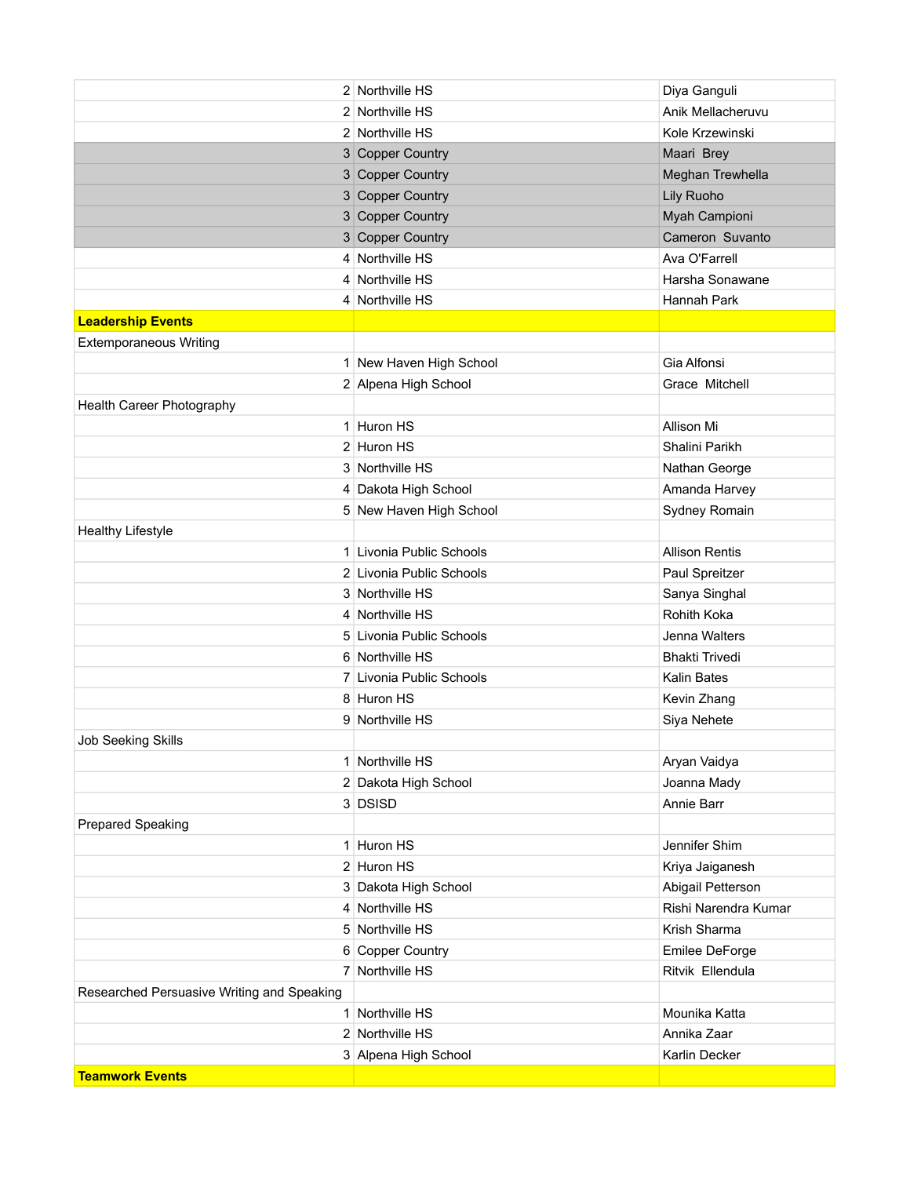| | | |
|---|---|---|
| 2 | Northville HS | Diya Ganguli |
| 2 | Northville HS | Anik Mellacheruvu |
| 2 | Northville HS | Kole Krzewinski |
| 3 | Copper Country | Maari  Brey |
| 3 | Copper Country | Meghan Trewhella |
| 3 | Copper Country | Lily Ruoho |
| 3 | Copper Country | Myah Campioni |
| 3 | Copper Country | Cameron  Suvanto |
| 4 | Northville HS | Ava O'Farrell |
| 4 | Northville HS | Harsha Sonawane |
| 4 | Northville HS | Hannah Park |
| **Leadership Events** | | |
| Extemporaneous Writing | | |
| 1 | New Haven High School | Gia Alfonsi |
| 2 | Alpena High School | Grace  Mitchell |
| Health Career Photography | | |
| 1 | Huron HS | Allison Mi |
| 2 | Huron HS | Shalini Parikh |
| 3 | Northville HS | Nathan George |
| 4 | Dakota High School | Amanda Harvey |
| 5 | New Haven High School | Sydney Romain |
| Healthy Lifestyle | | |
| 1 | Livonia Public Schools | Allison Rentis |
| 2 | Livonia Public Schools | Paul Spreitzer |
| 3 | Northville HS | Sanya Singhal |
| 4 | Northville HS | Rohith Koka |
| 5 | Livonia Public Schools | Jenna Walters |
| 6 | Northville HS | Bhakti Trivedi |
| 7 | Livonia Public Schools | Kalin Bates |
| 8 | Huron HS | Kevin Zhang |
| 9 | Northville HS | Siya Nehete |
| Job Seeking Skills | | |
| 1 | Northville HS | Aryan Vaidya |
| 2 | Dakota High School | Joanna Mady |
| 3 | DSISD | Annie Barr |
| Prepared Speaking | | |
| 1 | Huron HS | Jennifer Shim |
| 2 | Huron HS | Kriya Jaiganesh |
| 3 | Dakota High School | Abigail Petterson |
| 4 | Northville HS | Rishi Narendra Kumar |
| 5 | Northville HS | Krish Sharma |
| 6 | Copper Country | Emilee DeForge |
| 7 | Northville HS | Ritvik  Ellendula |
| Researched Persuasive Writing and Speaking | | |
| 1 | Northville HS | Mounika Katta |
| 2 | Northville HS | Annika Zaar |
| 3 | Alpena High School | Karlin Decker |
| **Teamwork Events** | | |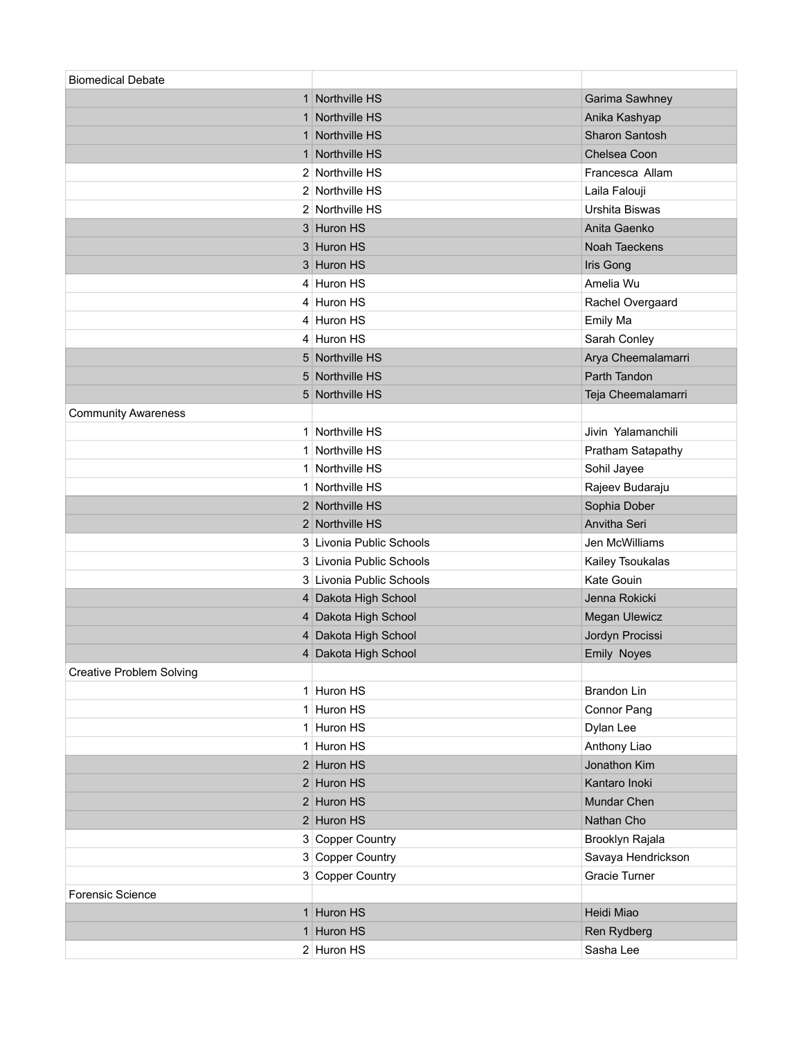| Biomedical Debate | | |
|---|---|---|
| 1 | Northville HS | Garima Sawhney |
| 1 | Northville HS | Anika Kashyap |
| 1 | Northville HS | Sharon Santosh |
| 1 | Northville HS | Chelsea Coon |
| 2 | Northville HS | Francesca  Allam |
| 2 | Northville HS | Laila Falouji |
| 2 | Northville HS | Urshita Biswas |
| 3 | Huron HS | Anita Gaenko |
| 3 | Huron HS | Noah Taeckens |
| 3 | Huron HS | Iris Gong |
| 4 | Huron HS | Amelia Wu |
| 4 | Huron HS | Rachel Overgaard |
| 4 | Huron HS | Emily Ma |
| 4 | Huron HS | Sarah Conley |
| 5 | Northville HS | Arya Cheemalamarri |
| 5 | Northville HS | Parth Tandon |
| 5 | Northville HS | Teja Cheemalamarri |
| Community Awareness | | |
| 1 | Northville HS | Jivin  Yalamanchili |
| 1 | Northville HS | Pratham Satapathy |
| 1 | Northville HS | Sohil Jayee |
| 1 | Northville HS | Rajeev Budaraju |
| 2 | Northville HS | Sophia Dober |
| 2 | Northville HS | Anvitha Seri |
| 3 | Livonia Public Schools | Jen McWilliams |
| 3 | Livonia Public Schools | Kailey Tsoukalas |
| 3 | Livonia Public Schools | Kate Gouin |
| 4 | Dakota High School | Jenna Rokicki |
| 4 | Dakota High School | Megan Ulewicz |
| 4 | Dakota High School | Jordyn Procissi |
| 4 | Dakota High School | Emily  Noyes |
| Creative Problem Solving | | |
| 1 | Huron HS | Brandon Lin |
| 1 | Huron HS | Connor Pang |
| 1 | Huron HS | Dylan Lee |
| 1 | Huron HS | Anthony Liao |
| 2 | Huron HS | Jonathon Kim |
| 2 | Huron HS | Kantaro Inoki |
| 2 | Huron HS | Mundar Chen |
| 2 | Huron HS | Nathan Cho |
| 3 | Copper Country | Brooklyn Rajala |
| 3 | Copper Country | Savaya Hendrickson |
| 3 | Copper Country | Gracie Turner |
| Forensic Science | | |
| 1 | Huron HS | Heidi Miao |
| 1 | Huron HS | Ren Rydberg |
| 2 | Huron HS | Sasha Lee |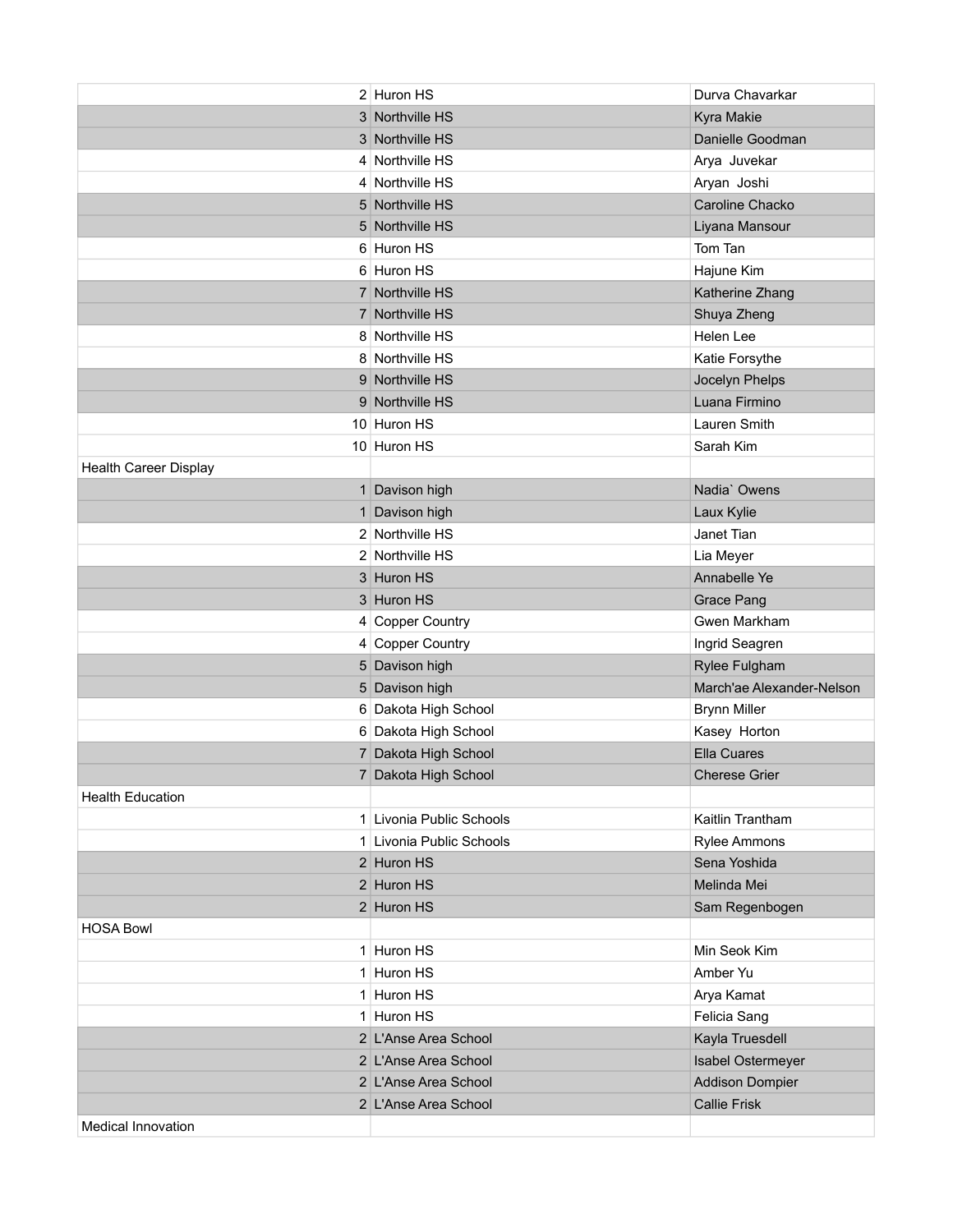| | | |
|---|---|---|
| 2 | Huron HS | Durva Chavarkar |
| 3 | Northville HS | Kyra Makie |
| 3 | Northville HS | Danielle Goodman |
| 4 | Northville HS | Arya  Juvekar |
| 4 | Northville HS | Aryan  Joshi |
| 5 | Northville HS | Caroline Chacko |
| 5 | Northville HS | Liyana Mansour |
| 6 | Huron HS | Tom Tan |
| 6 | Huron HS | Hajune Kim |
| 7 | Northville HS | Katherine Zhang |
| 7 | Northville HS | Shuya Zheng |
| 8 | Northville HS | Helen Lee |
| 8 | Northville HS | Katie Forsythe |
| 9 | Northville HS | Jocelyn Phelps |
| 9 | Northville HS | Luana Firmino |
| 10 | Huron HS | Lauren Smith |
| 10 | Huron HS | Sarah Kim |
| Health Career Display | | |
| 1 | Davison high | Nadia` Owens |
| 1 | Davison high | Laux Kylie |
| 2 | Northville HS | Janet Tian |
| 2 | Northville HS | Lia Meyer |
| 3 | Huron HS | Annabelle Ye |
| 3 | Huron HS | Grace Pang |
| 4 | Copper Country | Gwen Markham |
| 4 | Copper Country | Ingrid Seagren |
| 5 | Davison high | Rylee Fulgham |
| 5 | Davison high | March'ae Alexander-Nelson |
| 6 | Dakota High School | Brynn Miller |
| 6 | Dakota High School | Kasey  Horton |
| 7 | Dakota High School | Ella Cuares |
| 7 | Dakota High School | Cherese Grier |
| Health Education | | |
| 1 | Livonia Public Schools | Kaitlin Trantham |
| 1 | Livonia Public Schools | Rylee Ammons |
| 2 | Huron HS | Sena Yoshida |
| 2 | Huron HS | Melinda Mei |
| 2 | Huron HS | Sam Regenbogen |
| HOSA Bowl | | |
| 1 | Huron HS | Min Seok Kim |
| 1 | Huron HS | Amber Yu |
| 1 | Huron HS | Arya Kamat |
| 1 | Huron HS | Felicia Sang |
| 2 | L'Anse Area School | Kayla Truesdell |
| 2 | L'Anse Area School | Isabel Ostermeyer |
| 2 | L'Anse Area School | Addison Dompier |
| 2 | L'Anse Area School | Callie Frisk |
| Medical Innovation | | |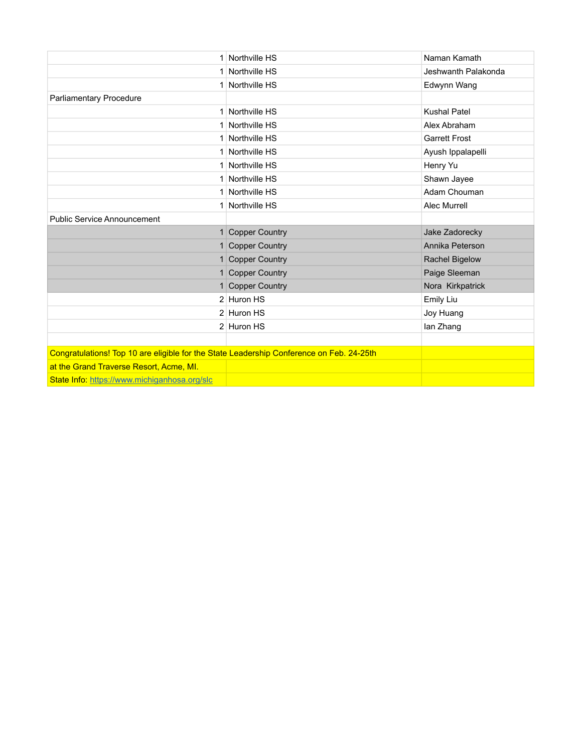| | | |
|---|---|---|
| 1 | Northville HS | Naman Kamath |
| 1 | Northville HS | Jeshwanth Palakonda |
| 1 | Northville HS | Edwynn Wang |
| Parliamentary Procedure | | |
| 1 | Northville HS | Kushal Patel |
| 1 | Northville HS | Alex Abraham |
| 1 | Northville HS | Garrett Frost |
| 1 | Northville HS | Ayush Ippalapelli |
| 1 | Northville HS | Henry Yu |
| 1 | Northville HS | Shawn Jayee |
| 1 | Northville HS | Adam Chouman |
| 1 | Northville HS | Alec Murrell |
| Public Service Announcement | | |
| 1 | Copper Country | Jake Zadorecky |
| 1 | Copper Country | Annika Peterson |
| 1 | Copper Country | Rachel Bigelow |
| 1 | Copper Country | Paige Sleeman |
| 1 | Copper Country | Nora Kirkpatrick |
| 2 | Huron HS | Emily Liu |
| 2 | Huron HS | Joy Huang |
| 2 | Huron HS | Ian Zhang |
| | | |
| Congratulations! Top 10 are eligible for the State Leadership Conference on Feb. 24-25th | | |
| at the Grand Traverse Resort, Acme, MI. | | |
| State Info: https://www.michiganhosa.org/slc | | |